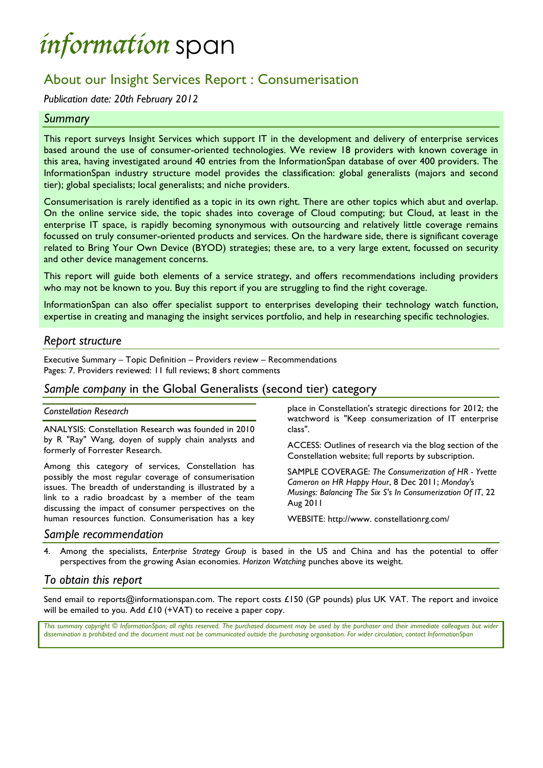# *information* span

## About our Insight Services Report : Consumerisation

*Publication date: 20th February 2012*

### *Summary*

This report surveys Insight Services which support IT in the development and delivery of enterprise services based around the use of consumer-oriented technologies. We review 18 providers with known coverage in this area, having investigated around 40 entries from the InformationSpan database of over 400 providers. The InformationSpan industry structure model provides the classification: global generalists (majors and second tier); global specialists; local generalists; and niche providers.

Consumerisation is rarely identified as a topic in its own right. There are other topics which abut and overlap. On the online service side, the topic shades into coverage of Cloud computing; but Cloud, at least in the enterprise IT space, is rapidly becoming synonymous with outsourcing and relatively little coverage remains focussed on truly consumer-oriented products and services. On the hardware side, there is significant coverage related to Bring Your Own Device (BYOD) strategies; these are, to a very large extent, focussed on security and other device management concerns.

This report will guide both elements of a service strategy, and offers recommendations including providers who may not be known to you. Buy this report if you are struggling to find the right coverage.

InformationSpan can also offer specialist support to enterprises developing their technology watch function, expertise in creating and managing the insight services portfolio, and help in researching specific technologies.

### *Report structure*

Executive Summary – Topic Definition – Providers review – Recommendations
Pages: 7. Providers reviewed: 11 full reviews; 8 short comments

### *Sample company* in the Global Generalists (second tier) category

*Constellation Research*

ANALYSIS: Constellation Research was founded in 2010 by R "Ray" Wang, doyen of supply chain analysts and formerly of Forrester Research.

Among this category of services, Constellation has possibly the most regular coverage of consumerisation issues. The breadth of understanding is illustrated by a link to a radio broadcast by a member of the team discussing the impact of consumer perspectives on the human resources function. Consumerisation has a key place in Constellation's strategic directions for 2012; the watchword is "Keep consumerization of IT enterprise class".

ACCESS: Outlines of research via the blog section of the Constellation website; full reports by subscription.

SAMPLE COVERAGE: *The Consumerization of HR - Yvette Cameron on HR Happy Hour*, 8 Dec 2011; *Monday's Musings: Balancing The Six S's In Consumerization Of IT*, 22 Aug 2011

WEBSITE: http://www. constellationrg.com/

### *Sample recommendation*

4. Among the specialists, *Enterprise Strategy Group* is based in the US and China and has the potential to offer perspectives from the growing Asian economies. *Horizon Watching* punches above its weight.

### *To obtain this report*

Send email to reports@informationspan.com. The report costs £150 (GP pounds) plus UK VAT. The report and invoice will be emailed to you. Add £10 (+VAT) to receive a paper copy.

*This summary copyright © InformationSpan; all rights reserved. The purchased document may be used by the purchaser and their immediate colleagues but wider dissemination is prohibited and the document must not be communicated outside the purchasing organisation. For wider circulation, contact InformationSpan*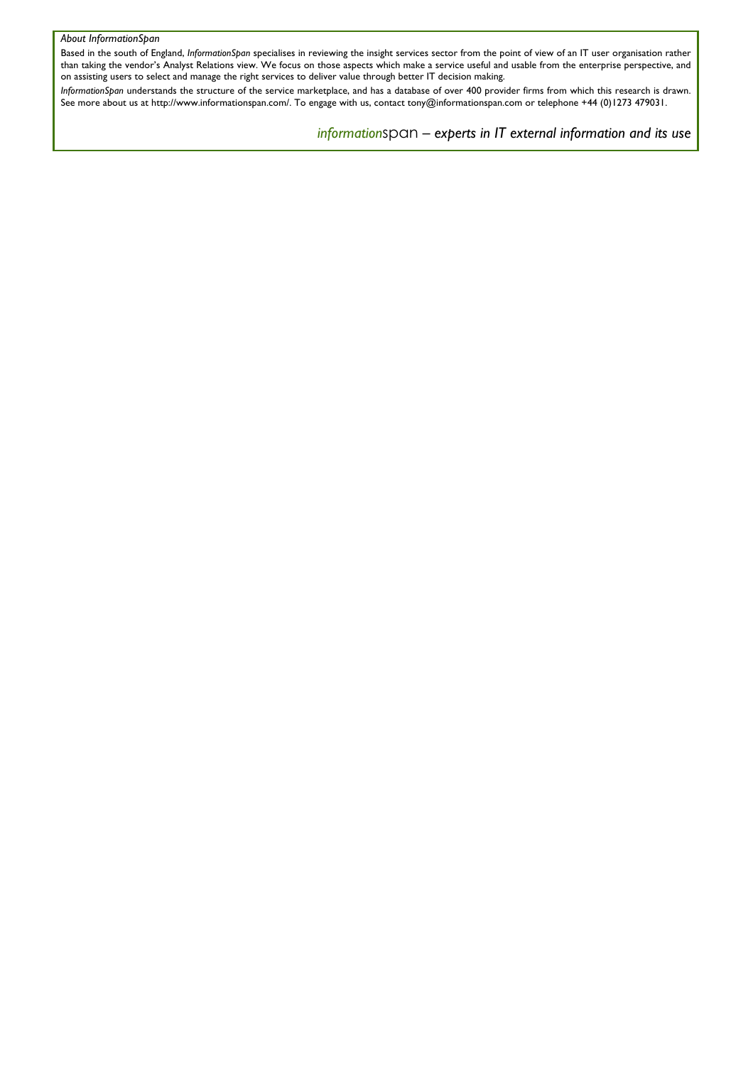*About InformationSpan*

Based in the south of England, *InformationSpan* specialises in reviewing the insight services sector from the point of view of an IT user organisation rather than taking the vendor's Analyst Relations view. We focus on those aspects which make a service useful and usable from the enterprise perspective, and on assisting users to select and manage the right services to deliver value through better IT decision making.

*InformationSpan* understands the structure of the service marketplace, and has a database of over 400 provider firms from which this research is drawn. See more about us at http://www.informationspan.com/. To engage with us, contact tony@informationspan.com or telephone +44 (0)1273 479031.

*information*span – ***experts in IT external information and its use***